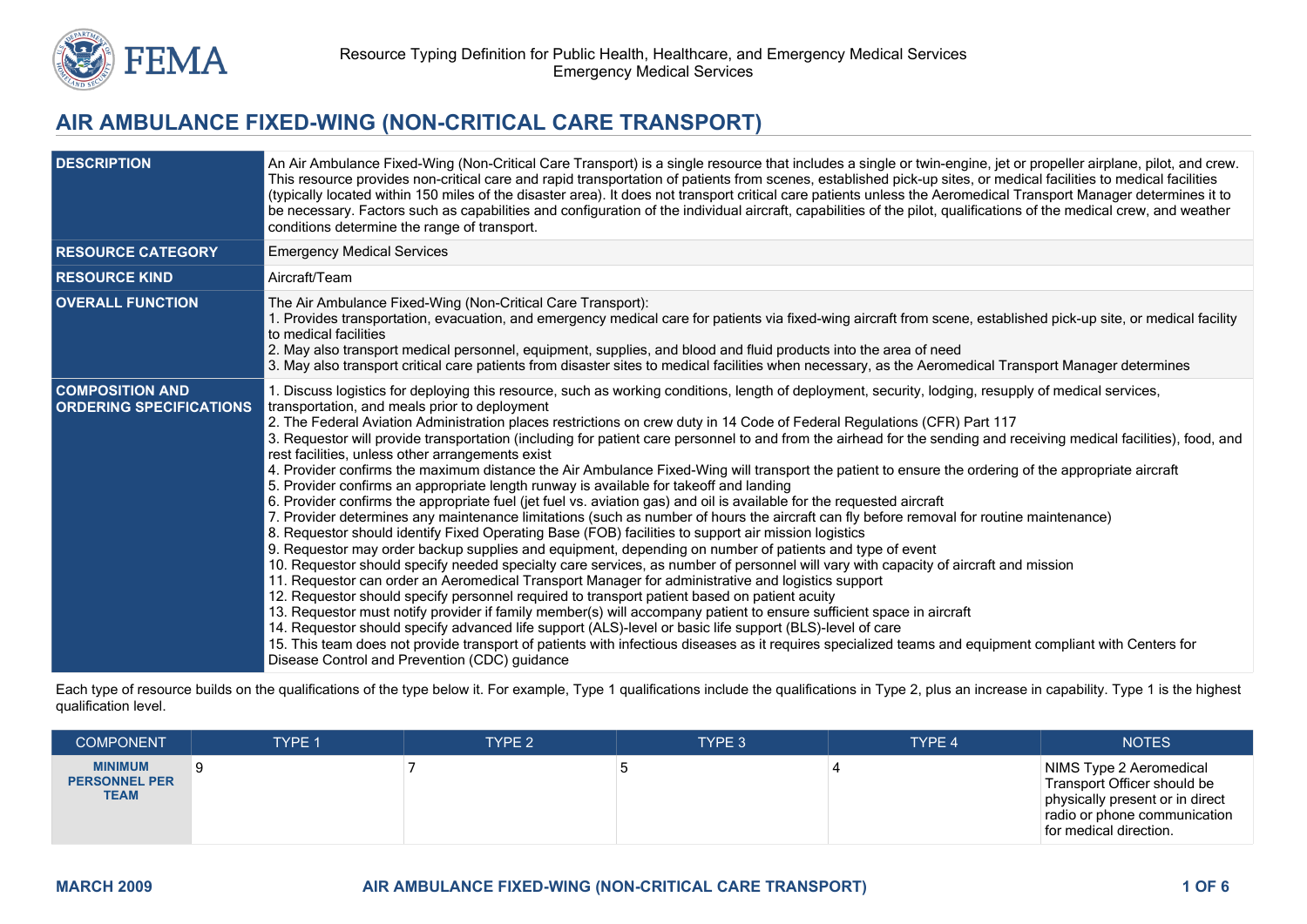Resource Typing Definition for Public Health, Healthcare, and Emergency Medical Services
Emergency Medical Services

# AIR AMBULANCE FIXED-WING (NON-CRITICAL CARE TRANSPORT)

| | |
|---|---|
| **DESCRIPTION** | An Air Ambulance Fixed-Wing (Non-Critical Care Transport) is a single resource that includes a single or twin-engine, jet or propeller airplane, pilot, and crew. This resource provides non-critical care and rapid transportation of patients from scenes, established pick-up sites, or medical facilities to medical facilities (typically located within 150 miles of the disaster area). It does not transport critical care patients unless the Aeromedical Transport Manager determines it to be necessary. Factors such as capabilities and configuration of the individual aircraft, capabilities of the pilot, qualifications of the medical crew, and weather conditions determine the range of transport. |
| **RESOURCE CATEGORY** | Emergency Medical Services |
| **RESOURCE KIND** | Aircraft/Team |
| **OVERALL FUNCTION** | The Air Ambulance Fixed-Wing (Non-Critical Care Transport):<br>1. Provides transportation, evacuation, and emergency medical care for patients via fixed-wing aircraft from scene, established pick-up site, or medical facility to medical facilities<br>2. May also transport medical personnel, equipment, supplies, and blood and fluid products into the area of need<br>3. May also transport critical care patients from disaster sites to medical facilities when necessary, as the Aeromedical Transport Manager determines |
| **COMPOSITION AND ORDERING SPECIFICATIONS** | 1. Discuss logistics for deploying this resource, such as working conditions, length of deployment, security, lodging, resupply of medical services, transportation, and meals prior to deployment<br>2. The Federal Aviation Administration places restrictions on crew duty in 14 Code of Federal Regulations (CFR) Part 117<br>3. Requestor will provide transportation (including for patient care personnel to and from the airhead for the sending and receiving medical facilities), food, and rest facilities, unless other arrangements exist<br>4. Provider confirms the maximum distance the Air Ambulance Fixed-Wing will transport the patient to ensure the ordering of the appropriate aircraft<br>5. Provider confirms an appropriate length runway is available for takeoff and landing<br>6. Provider confirms the appropriate fuel (jet fuel vs. aviation gas) and oil is available for the requested aircraft<br>7. Provider determines any maintenance limitations (such as number of hours the aircraft can fly before removal for routine maintenance)<br>8. Requestor should identify Fixed Operating Base (FOB) facilities to support air mission logistics<br>9. Requestor may order backup supplies and equipment, depending on number of patients and type of event<br>10. Requestor should specify needed specialty care services, as number of personnel will vary with capacity of aircraft and mission<br>11. Requestor can order an Aeromedical Transport Manager for administrative and logistics support<br>12. Requestor should specify personnel required to transport patient based on patient acuity<br>13. Requestor must notify provider if family member(s) will accompany patient to ensure sufficient space in aircraft<br>14. Requestor should specify advanced life support (ALS)-level or basic life support (BLS)-level of care<br>15. This team does not provide transport of patients with infectious diseases as it requires specialized teams and equipment compliant with Centers for Disease Control and Prevention (CDC) guidance |

Each type of resource builds on the qualifications of the type below it. For example, Type 1 qualifications include the qualifications in Type 2, plus an increase in capability. Type 1 is the highest qualification level.

| COMPONENT | TYPE 1 | TYPE 2 | TYPE 3 | TYPE 4 | NOTES |
|---|---|---|---|---|---|
| **MINIMUM PERSONNEL PER TEAM** | 9 | 7 | 5 | 4 | NIMS Type 2 Aeromedical Transport Officer should be physically present or in direct radio or phone communication for medical direction. |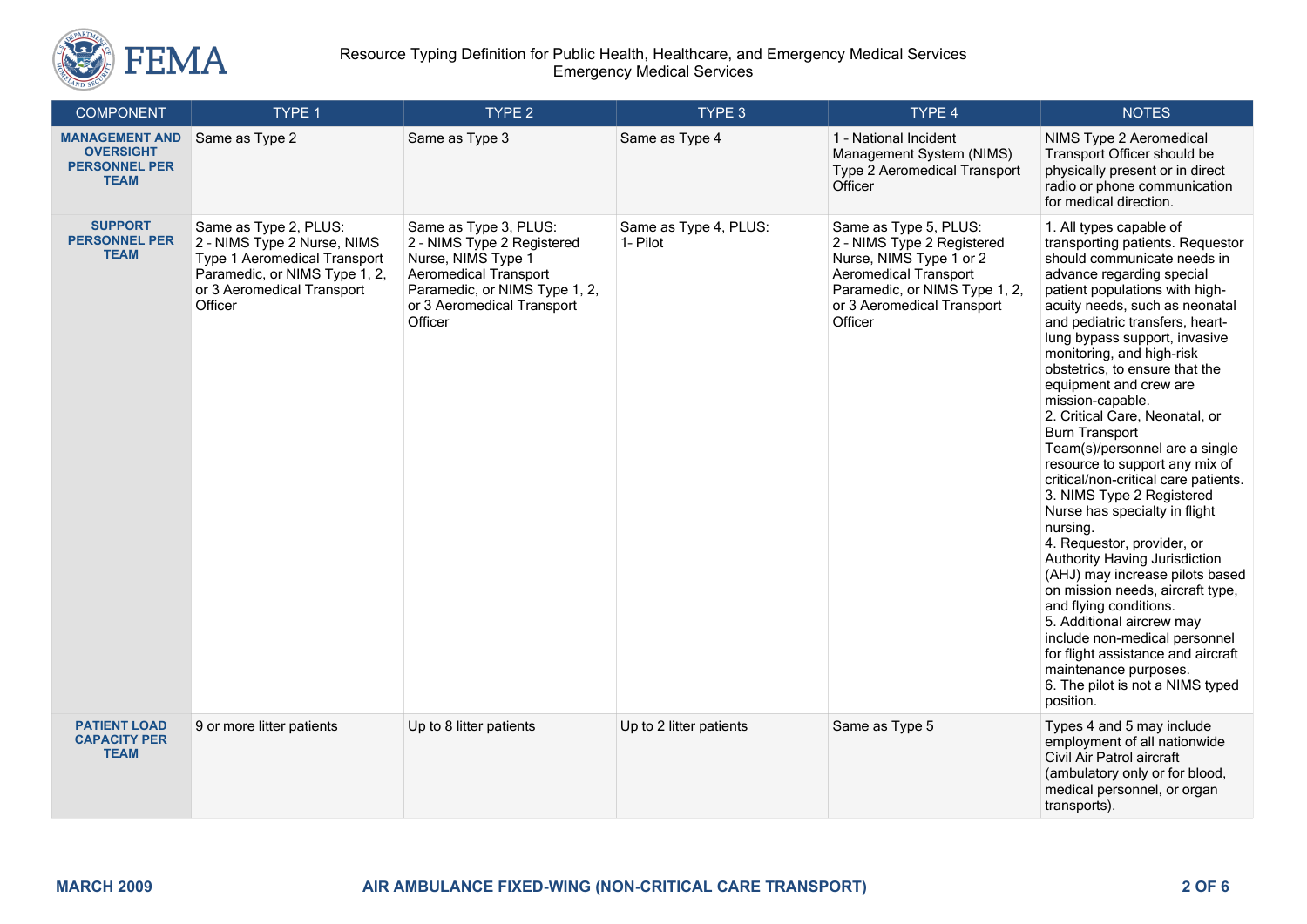| COMPONENT | TYPE 1 | TYPE 2 | TYPE 3 | TYPE 4 | NOTES |
|---|---|---|---|---|---|
| **MANAGEMENT AND OVERSIGHT PERSONNEL PER TEAM** | Same as Type 2 | Same as Type 3 | Same as Type 4 | 1 - National Incident Management System (NIMS) Type 2 Aeromedical Transport Officer | NIMS Type 2 Aeromedical Transport Officer should be physically present or in direct radio or phone communication for medical direction. |
| **SUPPORT PERSONNEL PER TEAM** | Same as Type 2, PLUS:<br>2 - NIMS Type 2 Nurse, NIMS Type 1 Aeromedical Transport Paramedic, or NIMS Type 1, 2, or 3 Aeromedical Transport Officer | Same as Type 3, PLUS:<br>2 - NIMS Type 2 Registered Nurse, NIMS Type 1 Aeromedical Transport Paramedic, or NIMS Type 1, 2, or 3 Aeromedical Transport Officer | Same as Type 4, PLUS:<br>1- Pilot | Same as Type 5, PLUS:<br>2 - NIMS Type 2 Registered Nurse, NIMS Type 1 or 2 Aeromedical Transport Paramedic, or NIMS Type 1, 2, or 3 Aeromedical Transport Officer | 1. All types capable of transporting patients. Requestor should communicate needs in advance regarding special patient populations with high-acuity needs, such as neonatal and pediatric transfers, heart-lung bypass support, invasive monitoring, and high-risk obstetrics, to ensure that the equipment and crew are mission-capable.<br>2. Critical Care, Neonatal, or Burn Transport Team(s)/personnel are a single resource to support any mix of critical/non-critical care patients.<br>3. NIMS Type 2 Registered Nurse has specialty in flight nursing.<br>4. Requestor, provider, or Authority Having Jurisdiction (AHJ) may increase pilots based on mission needs, aircraft type, and flying conditions.<br>5. Additional aircrew may include non-medical personnel for flight assistance and aircraft maintenance purposes.<br>6. The pilot is not a NIMS typed position. |
| **PATIENT LOAD CAPACITY PER TEAM** | 9 or more litter patients | Up to 8 litter patients | Up to 2 litter patients | Same as Type 5 | Types 4 and 5 may include employment of all nationwide Civil Air Patrol aircraft (ambulatory only or for blood, medical personnel, or organ transports). |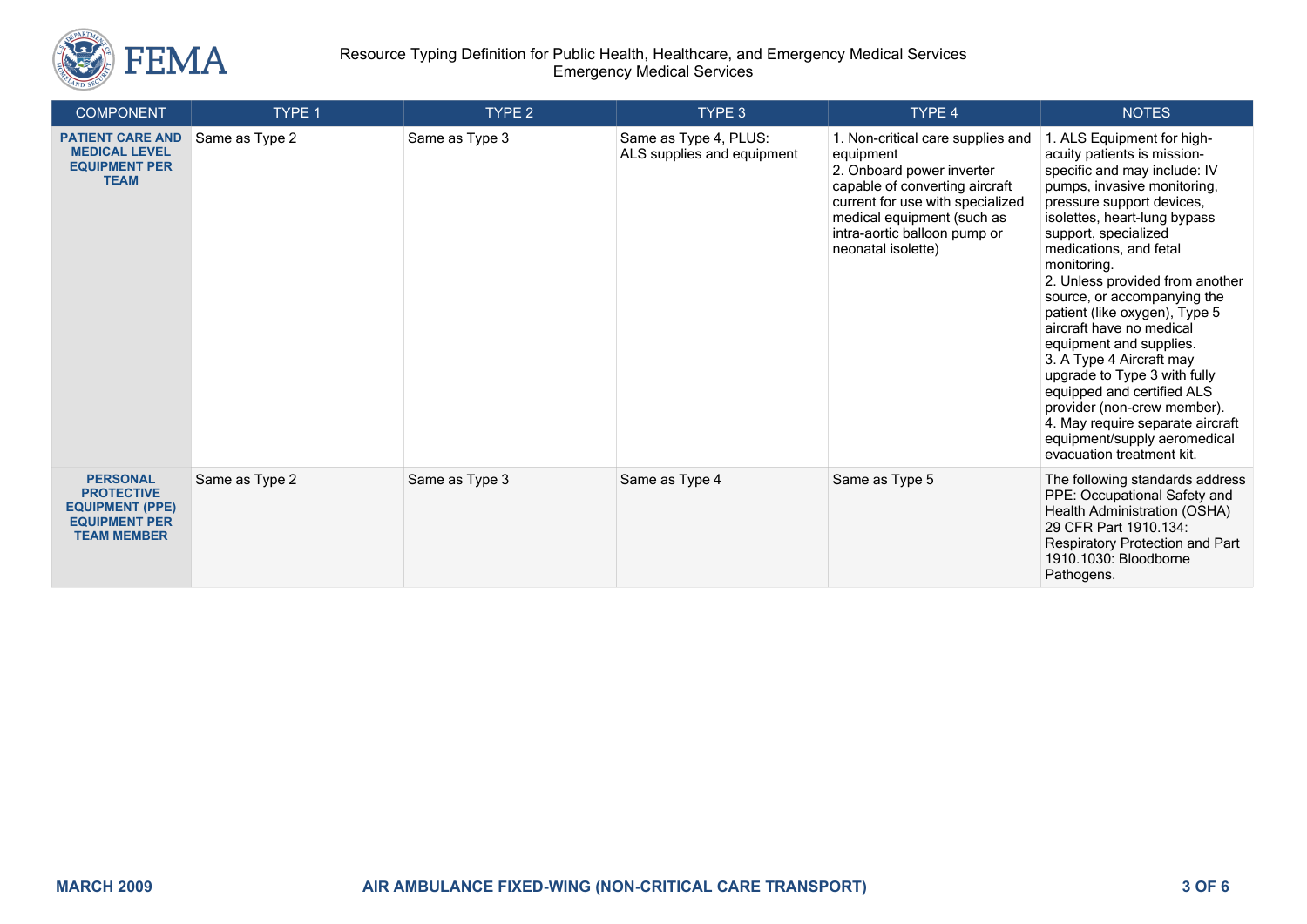| COMPONENT | TYPE 1 | TYPE 2 | TYPE 3 | TYPE 4 | NOTES |
|---|---|---|---|---|---|
| **PATIENT CARE AND MEDICAL LEVEL EQUIPMENT PER TEAM** | Same as Type 2 | Same as Type 3 | Same as Type 4, PLUS: ALS supplies and equipment | 1. Non-critical care supplies and equipment<br>2. Onboard power inverter capable of converting aircraft current for use with specialized medical equipment (such as intra-aortic balloon pump or neonatal isolette) | 1. ALS Equipment for high-acuity patients is mission-specific and may include: IV pumps, invasive monitoring, pressure support devices, isolettes, heart-lung bypass support, specialized medications, and fetal monitoring.<br>2. Unless provided from another source, or accompanying the patient (like oxygen), Type 5 aircraft have no medical equipment and supplies.<br>3. A Type 4 Aircraft may upgrade to Type 3 with fully equipped and certified ALS provider (non-crew member).<br>4. May require separate aircraft equipment/supply aeromedical evacuation treatment kit. |
| **PERSONAL PROTECTIVE EQUIPMENT (PPE) EQUIPMENT PER TEAM MEMBER** | Same as Type 2 | Same as Type 3 | Same as Type 4 | Same as Type 5 | The following standards address PPE: Occupational Safety and Health Administration (OSHA) 29 CFR Part 1910.134: Respiratory Protection and Part 1910.1030: Bloodborne Pathogens. |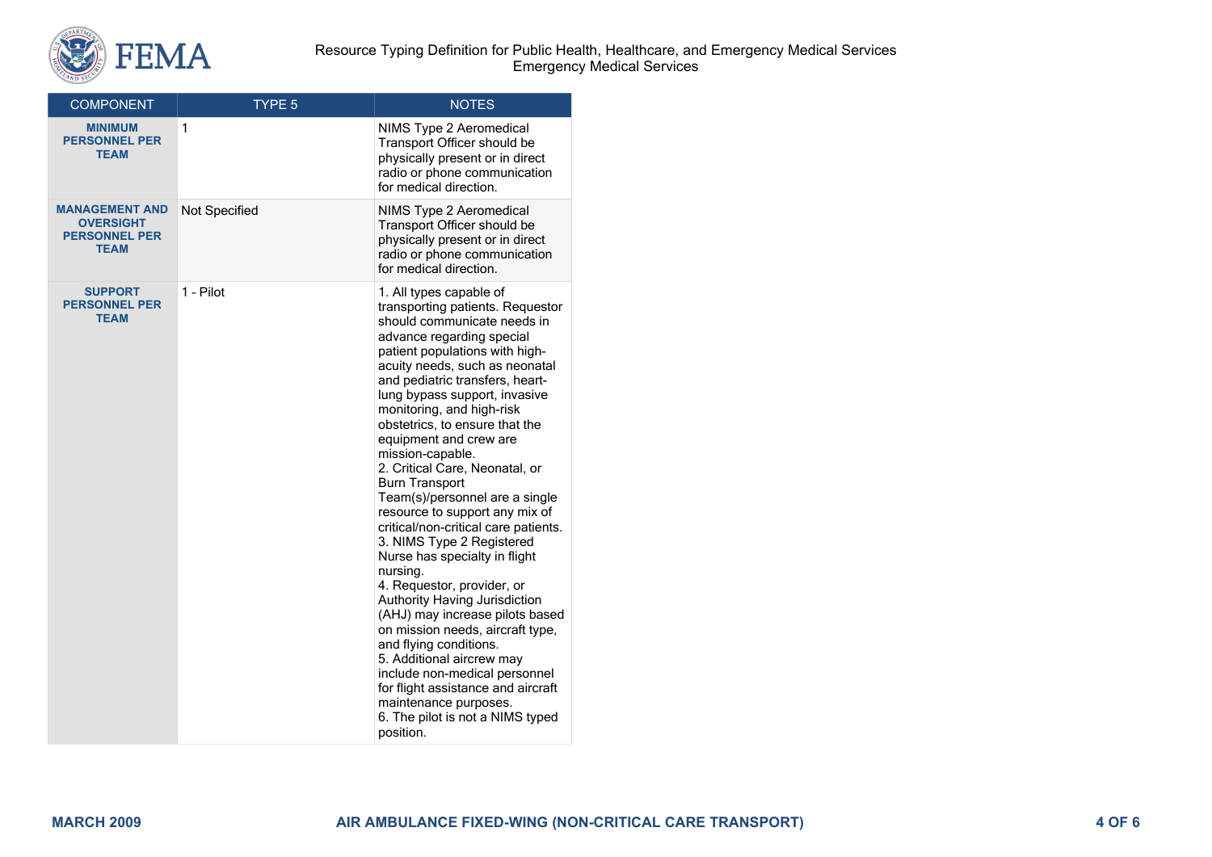| COMPONENT | TYPE 5 | NOTES |
|---|---|---|
| **MINIMUM PERSONNEL PER TEAM** | 1 | NIMS Type 2 Aeromedical Transport Officer should be physically present or in direct radio or phone communication for medical direction. |
| **MANAGEMENT AND OVERSIGHT PERSONNEL PER TEAM** | Not Specified | NIMS Type 2 Aeromedical Transport Officer should be physically present or in direct radio or phone communication for medical direction. |
| **SUPPORT PERSONNEL PER TEAM** | 1 - Pilot | 1. All types capable of transporting patients. Requestor should communicate needs in advance regarding special patient populations with high-acuity needs, such as neonatal and pediatric transfers, heart-lung bypass support, invasive monitoring, and high-risk obstetrics, to ensure that the equipment and crew are mission-capable.<br>2. Critical Care, Neonatal, or Burn Transport Team(s)/personnel are a single resource to support any mix of critical/non-critical care patients.<br>3. NIMS Type 2 Registered Nurse has specialty in flight nursing.<br>4. Requestor, provider, or Authority Having Jurisdiction (AHJ) may increase pilots based on mission needs, aircraft type, and flying conditions.<br>5. Additional aircrew may include non-medical personnel for flight assistance and aircraft maintenance purposes.<br>6. The pilot is not a NIMS typed position. |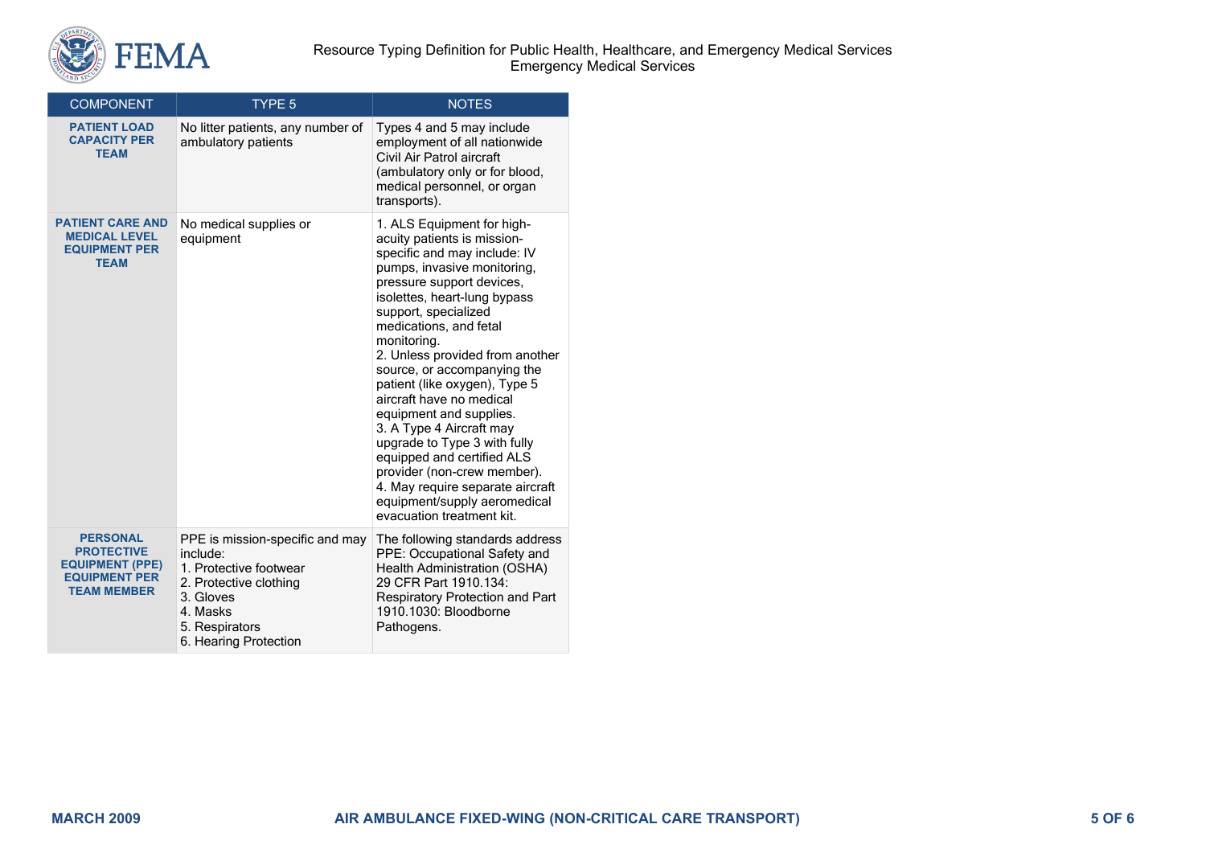| COMPONENT | TYPE 5 | NOTES |
| --- | --- | --- |
| **PATIENT LOAD CAPACITY PER TEAM** | No litter patients, any number of ambulatory patients | Types 4 and 5 may include employment of all nationwide Civil Air Patrol aircraft (ambulatory only or for blood, medical personnel, or organ transports). |
| **PATIENT CARE AND MEDICAL LEVEL EQUIPMENT PER TEAM** | No medical supplies or equipment | 1. ALS Equipment for high-acuity patients is mission-specific and may include: IV pumps, invasive monitoring, pressure support devices, isolettes, heart-lung bypass support, specialized medications, and fetal monitoring.<br>2. Unless provided from another source, or accompanying the patient (like oxygen), Type 5 aircraft have no medical equipment and supplies.<br>3. A Type 4 Aircraft may upgrade to Type 3 with fully equipped and certified ALS provider (non-crew member).<br>4. May require separate aircraft equipment/supply aeromedical evacuation treatment kit. |
| **PERSONAL PROTECTIVE EQUIPMENT (PPE) EQUIPMENT PER TEAM MEMBER** | PPE is mission-specific and may include:<br>1. Protective footwear<br>2. Protective clothing<br>3. Gloves<br>4. Masks<br>5. Respirators<br>6. Hearing Protection | The following standards address PPE: Occupational Safety and Health Administration (OSHA) 29 CFR Part 1910.134: Respiratory Protection and Part 1910.1030: Bloodborne Pathogens. |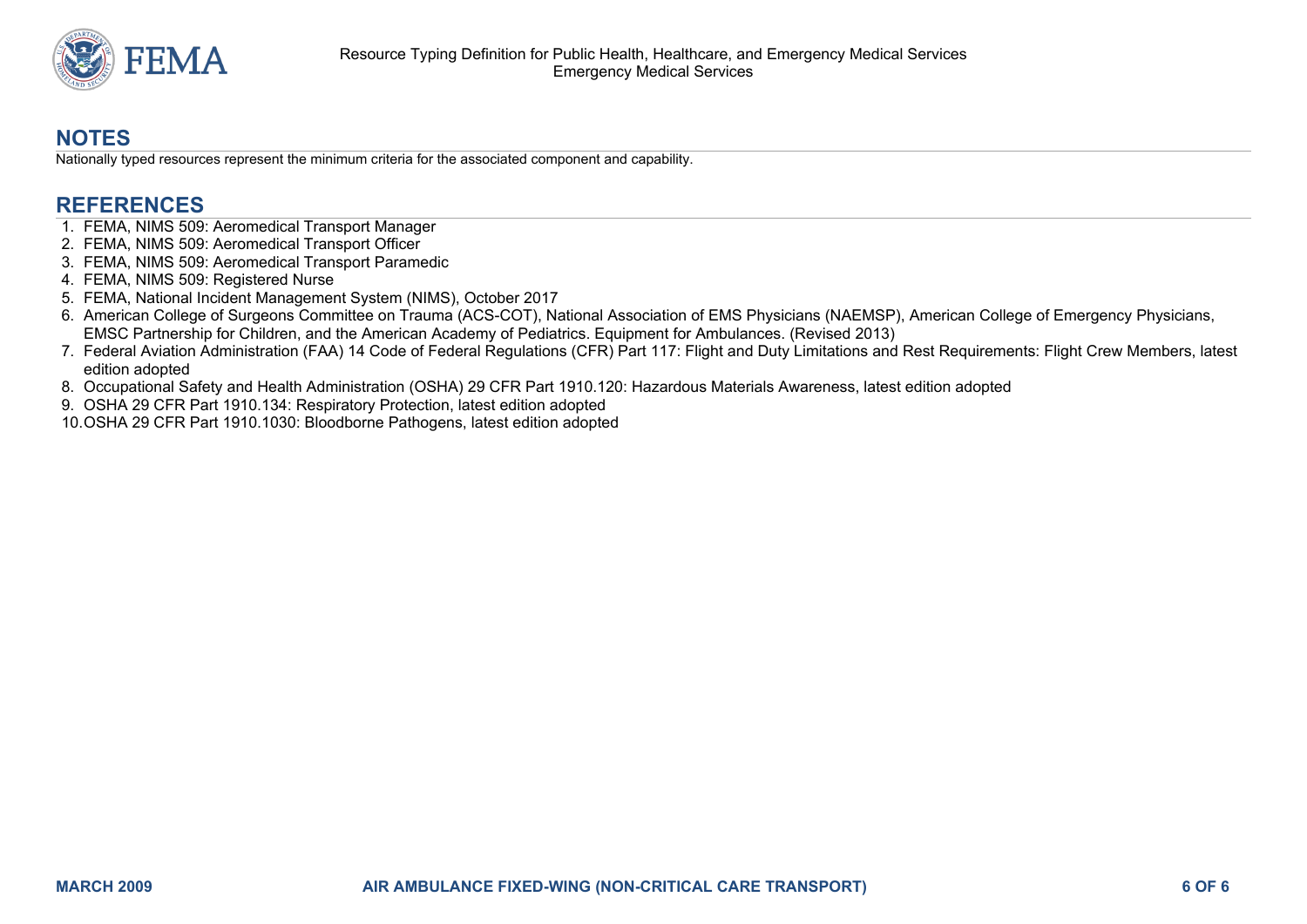## NOTES

Nationally typed resources represent the minimum criteria for the associated component and capability.

## REFERENCES

1. FEMA, NIMS 509: Aeromedical Transport Manager
2. FEMA, NIMS 509: Aeromedical Transport Officer
3. FEMA, NIMS 509: Aeromedical Transport Paramedic
4. FEMA, NIMS 509: Registered Nurse
5. FEMA, National Incident Management System (NIMS), October 2017
6. American College of Surgeons Committee on Trauma (ACS-COT), National Association of EMS Physicians (NAEMSP), American College of Emergency Physicians, EMSC Partnership for Children, and the American Academy of Pediatrics. Equipment for Ambulances. (Revised 2013)
7. Federal Aviation Administration (FAA) 14 Code of Federal Regulations (CFR) Part 117: Flight and Duty Limitations and Rest Requirements: Flight Crew Members, latest edition adopted
8. Occupational Safety and Health Administration (OSHA) 29 CFR Part 1910.120: Hazardous Materials Awareness, latest edition adopted
9. OSHA 29 CFR Part 1910.134: Respiratory Protection, latest edition adopted
10. OSHA 29 CFR Part 1910.1030: Bloodborne Pathogens, latest edition adopted